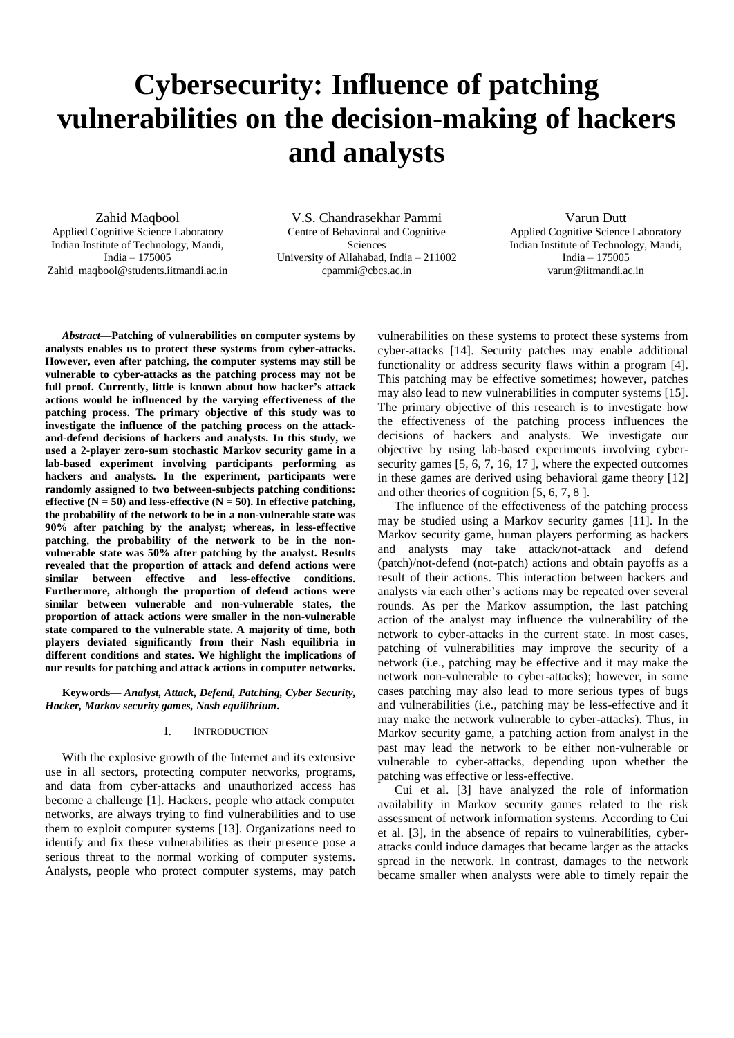# Cybersecurity: Influence of patching vulnerabilities on the decision-making of hackers and analysts

Zahid Maqbool
Applied Cognitive Science Laboratory
Indian Institute of Technology, Mandi, India – 175005
Zahid_maqbool@students.iitmandi.ac.in

V.S. Chandrasekhar Pammi
Centre of Behavioral and Cognitive Sciences
University of Allahabad, India – 211002
cpammi@cbcs.ac.in

Varun Dutt
Applied Cognitive Science Laboratory
Indian Institute of Technology, Mandi, India – 175005
varun@iitmandi.ac.in

***Abstract*—Patching of vulnerabilities on computer systems by analysts enables us to protect these systems from cyber-attacks. However, even after patching, the computer systems may still be vulnerable to cyber-attacks as the patching process may not be full proof. Currently, little is known about how hacker's attack actions would be influenced by the varying effectiveness of the patching process. The primary objective of this study was to investigate the influence of the patching process on the attack-and-defend decisions of hackers and analysts. In this study, we used a 2-player zero-sum stochastic Markov security game in a lab-based experiment involving participants performing as hackers and analysts. In the experiment, participants were randomly assigned to two between-subjects patching conditions: effective (N = 50) and less-effective (N = 50). In effective patching, the probability of the network to be in a non-vulnerable state was 90% after patching by the analyst; whereas, in less-effective patching, the probability of the network to be in the non-vulnerable state was 50% after patching by the analyst. Results revealed that the proportion of attack and defend actions were similar between effective and less-effective conditions. Furthermore, although the proportion of defend actions were similar between vulnerable and non-vulnerable states, the proportion of attack actions were smaller in the non-vulnerable state compared to the vulnerable state. A majority of time, both players deviated significantly from their Nash equilibria in different conditions and states. We highlight the implications of our results for patching and attack actions in computer networks.**

**Keywords—** ***Analyst, Attack, Defend, Patching, Cyber Security, Hacker, Markov security games, Nash equilibrium.***

## I. Introduction

With the explosive growth of the Internet and its extensive use in all sectors, protecting computer networks, programs, and data from cyber-attacks and unauthorized access has become a challenge [1]. Hackers, people who attack computer networks, are always trying to find vulnerabilities and to use them to exploit computer systems [13]. Organizations need to identify and fix these vulnerabilities as their presence pose a serious threat to the normal working of computer systems. Analysts, people who protect computer systems, may patch vulnerabilities on these systems to protect these systems from cyber-attacks [14]. Security patches may enable additional functionality or address security flaws within a program [4]. This patching may be effective sometimes; however, patches may also lead to new vulnerabilities in computer systems [15]. The primary objective of this research is to investigate how the effectiveness of the patching process influences the decisions of hackers and analysts. We investigate our objective by using lab-based experiments involving cyber-security games [5, 6, 7, 16, 17 ], where the expected outcomes in these games are derived using behavioral game theory [12] and other theories of cognition [5, 6, 7, 8 ].

The influence of the effectiveness of the patching process may be studied using a Markov security games [11]. In the Markov security game, human players performing as hackers and analysts may take attack/not-attack and defend (patch)/not-defend (not-patch) actions and obtain payoffs as a result of their actions. This interaction between hackers and analysts via each other's actions may be repeated over several rounds. As per the Markov assumption, the last patching action of the analyst may influence the vulnerability of the network to cyber-attacks in the current state. In most cases, patching of vulnerabilities may improve the security of a network (i.e., patching may be effective and it may make the network non-vulnerable to cyber-attacks); however, in some cases patching may also lead to more serious types of bugs and vulnerabilities (i.e., patching may be less-effective and it may make the network vulnerable to cyber-attacks). Thus, in Markov security game, a patching action from analyst in the past may lead the network to be either non-vulnerable or vulnerable to cyber-attacks, depending upon whether the patching was effective or less-effective.

Cui et al. [3] have analyzed the role of information availability in Markov security games related to the risk assessment of network information systems. According to Cui et al. [3], in the absence of repairs to vulnerabilities, cyber-attacks could induce damages that became larger as the attacks spread in the network. In contrast, damages to the network became smaller when analysts were able to timely repair the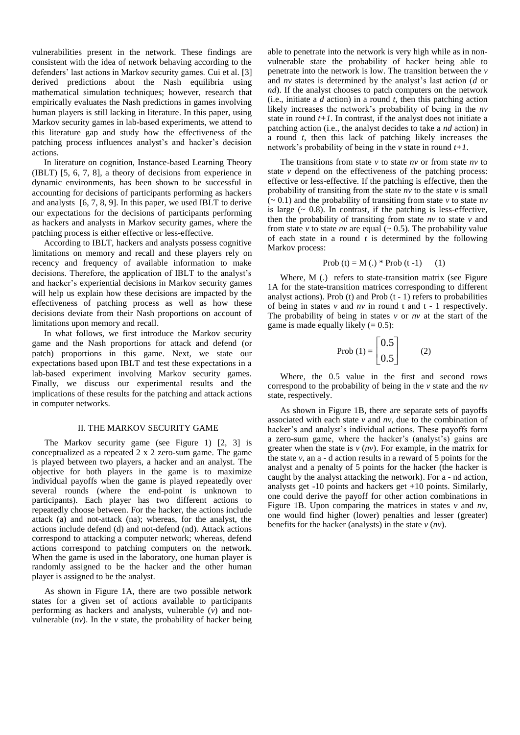vulnerabilities present in the network. These findings are consistent with the idea of network behaving according to the defenders' last actions in Markov security games. Cui et al. [3] derived predictions about the Nash equilibria using mathematical simulation techniques; however, research that empirically evaluates the Nash predictions in games involving human players is still lacking in literature. In this paper, using Markov security games in lab-based experiments, we attend to this literature gap and study how the effectiveness of the patching process influences analyst's and hacker's decision actions.

In literature on cognition, Instance-based Learning Theory (IBLT) [5, 6, 7, 8], a theory of decisions from experience in dynamic environments, has been shown to be successful in accounting for decisions of participants performing as hackers and analysts [6, 7, 8, 9]. In this paper, we used IBLT to derive our expectations for the decisions of participants performing as hackers and analysts in Markov security games, where the patching process is either effective or less-effective.

According to IBLT, hackers and analysts possess cognitive limitations on memory and recall and these players rely on recency and frequency of available information to make decisions. Therefore, the application of IBLT to the analyst's and hacker's experiential decisions in Markov security games will help us explain how these decisions are impacted by the effectiveness of patching process as well as how these decisions deviate from their Nash proportions on account of limitations upon memory and recall.

In what follows, we first introduce the Markov security game and the Nash proportions for attack and defend (or patch) proportions in this game. Next, we state our expectations based upon IBLT and test these expectations in a lab-based experiment involving Markov security games. Finally, we discuss our experimental results and the implications of these results for the patching and attack actions in computer networks.

## II. THE MARKOV SECURITY GAME

The Markov security game (see Figure 1) [2, 3] is conceptualized as a repeated 2 x 2 zero-sum game. The game is played between two players, a hacker and an analyst. The objective for both players in the game is to maximize individual payoffs when the game is played repeatedly over several rounds (where the end-point is unknown to participants). Each player has two different actions to repeatedly choose between. For the hacker, the actions include attack (a) and not-attack (na); whereas, for the analyst, the actions include defend (d) and not-defend (nd). Attack actions correspond to attacking a computer network; whereas, defend actions correspond to patching computers on the network. When the game is used in the laboratory, one human player is randomly assigned to be the hacker and the other human player is assigned to be the analyst.

As shown in Figure 1A, there are two possible network states for a given set of actions available to participants performing as hackers and analysts, vulnerable (*v*) and not-vulnerable (*nv*). In the *v* state, the probability of hacker being able to penetrate into the network is very high while as in non-vulnerable state the probability of hacker being able to penetrate into the network is low. The transition between the *v* and *nv* states is determined by the analyst's last action (*d* or *nd*). If the analyst chooses to patch computers on the network (i.e., initiate a *d* action) in a round *t*, then this patching action likely increases the network's probability of being in the *nv* state in round *t+1*. In contrast, if the analyst does not initiate a patching action (i.e., the analyst decides to take a *nd* action) in a round *t*, then this lack of patching likely increases the network's probability of being in the *v* state in round *t+1*.

The transitions from state *v* to state *nv* or from state *nv* to state *v* depend on the effectiveness of the patching process: effective or less-effective. If the patching is effective, then the probability of transiting from the state *nv* to the state *v* is small (~ 0.1) and the probability of transiting from state *v* to state *nv* is large (~ 0.8). In contrast, if the patching is less-effective, then the probability of transiting from state *nv* to state *v* and from state *v* to state *nv* are equal (~ 0.5). The probability value of each state in a round *t* is determined by the following Markov process:

$$\text{Prob}\ (t) = M\ (.) * \text{Prob}\ (t - 1) \qquad (1)$$

Where, M (.) refers to state-transition matrix (see Figure 1A for the state-transition matrices corresponding to different analyst actions). Prob (t) and Prob (t - 1) refers to probabilities of being in states *v* and *nv* in round t and t - 1 respectively. The probability of being in states *v* or *nv* at the start of the game is made equally likely (= 0.5):

$$\text{Prob}\ (1) = \begin{bmatrix} 0.5 \\ 0.5 \end{bmatrix} \qquad (2)$$

Where, the 0.5 value in the first and second rows correspond to the probability of being in the *v* state and the *nv* state, respectively.

As shown in Figure 1B, there are separate sets of payoffs associated with each state *v* and *nv*, due to the combination of hacker's and analyst's individual actions. These payoffs form a zero-sum game, where the hacker's (analyst's) gains are greater when the state is *v* (*nv*). For example, in the matrix for the state *v*, an a - d action results in a reward of 5 points for the analyst and a penalty of 5 points for the hacker (the hacker is caught by the analyst attacking the network). For a - nd action, analysts get -10 points and hackers get +10 points. Similarly, one could derive the payoff for other action combinations in Figure 1B. Upon comparing the matrices in states *v* and *nv*, one would find higher (lower) penalties and lesser (greater) benefits for the hacker (analysts) in the state *v* (*nv*).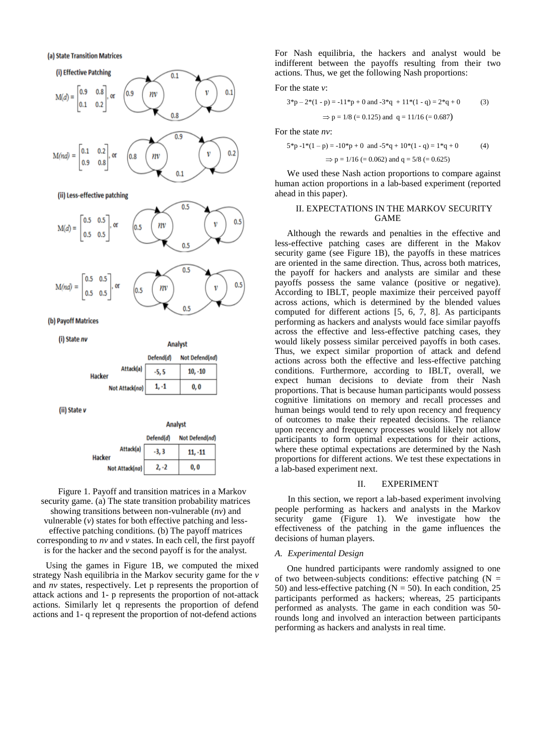**(a) State Transition Matrices**

**(i) Effective Patching**

$$M(d) = \begin{bmatrix} 0.9 & 0.8 \\ 0.1 & 0.2 \end{bmatrix}, \text{ or}$$

$$M(nd) = \begin{bmatrix} 0.1 & 0.2 \\ 0.9 & 0.8 \end{bmatrix}, \text{ or}$$

**(ii) Less-effective patching**

$$M(d) = \begin{bmatrix} 0.5 & 0.5 \\ 0.5 & 0.5 \end{bmatrix}, \text{ or}$$

$$M(nd) = \begin{bmatrix} 0.5 & 0.5 \\ 0.5 & 0.5 \end{bmatrix}, \text{ or}$$

**(b) Payoff Matrices**

**(i) State *nv***

| Hacker \ Analyst | Defend(*d*) | Not Defend(*nd*) |
|---|---|---|
| Attack(*a*) | -5, 5 | 10, -10 |
| Not Attack(*na*) | 1, -1 | 0, 0 |

**(ii) State *v***

| Hacker \ Analyst | Defend(*d*) | Not Defend(*nd*) |
|---|---|---|
| Attack(*a*) | -3, 3 | 11, -11 |
| Not Attack(*na*) | 2, -2 | 0, 0 |

Figure 1. Payoff and transition matrices in a Markov security game. (a) The state transition probability matrices showing transitions between non-vulnerable (*nv*) and vulnerable (*v*) states for both effective patching and less-effective patching conditions. (b) The payoff matrices corresponding to *nv* and *v* states. In each cell, the first payoff is for the hacker and the second payoff is for the analyst.

Using the games in Figure 1B, we computed the mixed strategy Nash equilibria in the Markov security game for the *v* and *nv* states, respectively. Let p represents the proportion of attack actions and 1- p represents the proportion of not-attack actions. Similarly let q represents the proportion of defend actions and 1- q represent the proportion of not-defend actions

For Nash equilibria, the hackers and analyst would be indifferent between the payoffs resulting from their two actions. Thus, we get the following Nash proportions:

For the state *v*:

$$3*p - 2*(1 - p) = -11*p + 0 \text{ and } -3*q + 11*(1 - q) = 2*q + 0 \quad (3)$$

$$\Rightarrow p = 1/8 \ (= 0.125) \text{ and } q = 11/16 \ (= 0.687)$$

For the state *nv*:

$$5*p - 1*(1 - p) = -10*p + 0 \text{ and } -5*q + 10*(1 - q) = 1*q + 0 \quad (4)$$

$$\Rightarrow p = 1/16 \ (= 0.062) \text{ and } q = 5/8 \ (= 0.625)$$

We used these Nash action proportions to compare against human action proportions in a lab-based experiment (reported ahead in this paper).

## II. EXPECTATIONS IN THE MARKOV SECURITY GAME

Although the rewards and penalties in the effective and less-effective patching cases are different in the Makov security game (see Figure 1B), the payoffs in these matrices are oriented in the same direction. Thus, across both matrices, the payoff for hackers and analysts are similar and these payoffs possess the same valance (positive or negative). According to IBLT, people maximize their perceived payoff across actions, which is determined by the blended values computed for different actions [5, 6, 7, 8]. As participants performing as hackers and analysts would face similar payoffs across the effective and less-effective patching cases, they would likely possess similar perceived payoffs in both cases. Thus, we expect similar proportion of attack and defend actions across both the effective and less-effective patching conditions. Furthermore, according to IBLT, overall, we expect human decisions to deviate from their Nash proportions. That is because human participants would possess cognitive limitations on memory and recall processes and human beings would tend to rely upon recency and frequency of outcomes to make their repeated decisions. The reliance upon recency and frequency processes would likely not allow participants to form optimal expectations for their actions, where these optimal expectations are determined by the Nash proportions for different actions. We test these expectations in a lab-based experiment next.

## II. EXPERIMENT

In this section, we report a lab-based experiment involving people performing as hackers and analysts in the Markov security game (Figure 1). We investigate how the effectiveness of the patching in the game influences the decisions of human players.

### *A. Experimental Design*

One hundred participants were randomly assigned to one of two between-subjects conditions: effective patching (N = 50) and less-effective patching (N = 50). In each condition, 25 participants performed as hackers; whereas, 25 participants performed as analysts. The game in each condition was 50-rounds long and involved an interaction between participants performing as hackers and analysts in real time.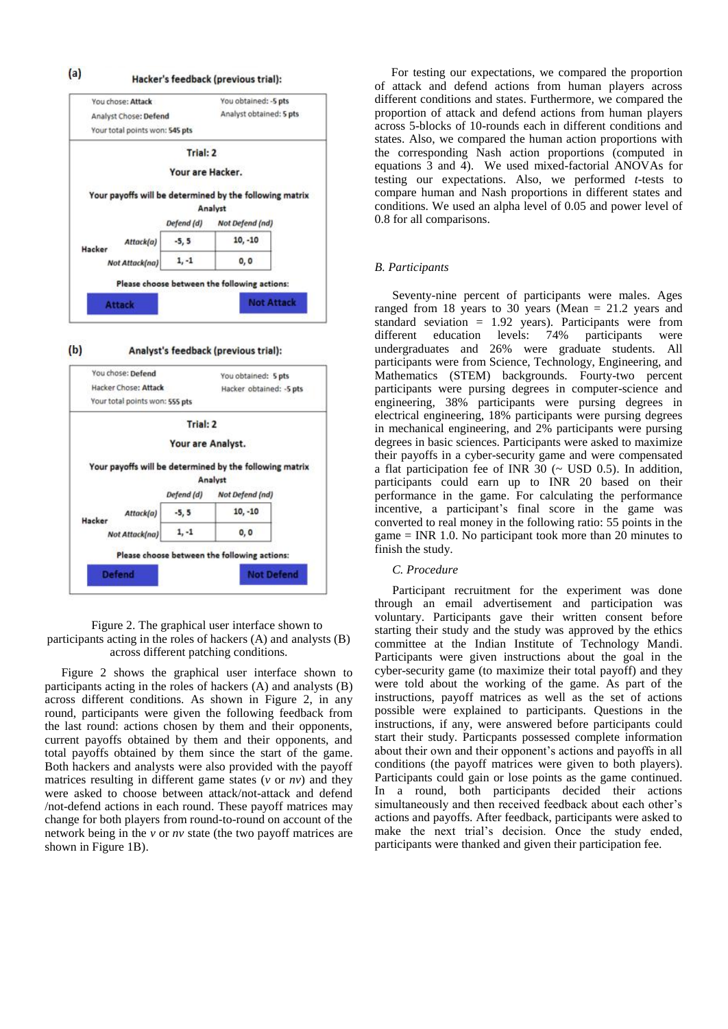(a)

**Hacker's feedback (previous trial):**

You chose: **Attack** | You obtained: **-5 pts**
Analyst Chose: **Defend** | Analyst obtained: **5 pts**
Your total points won: **545 pts**

**Trial: 2**

**Your are Hacker.**

**Your payoffs will be determined by the following matrix**

| | | Analyst | |
|---|---|---|---|
| | | *Defend (d)* | *Not Defend (nd)* |
| Hacker | *Attack(a)* | -5, 5 | 10, -10 |
| | *Not Attack(na)* | 1, -1 | 0, 0 |

**Please choose between the following actions:**

**Attack** | **Not Attack**

(b)

**Analyst's feedback (previous trial):**

You chose: **Defend** | You obtained: **5 pts**
Hacker Chose: **Attack** | Hacker obtained: **-5 pts**
Your total points won: **555 pts**

**Trial: 2**

**Your are Analyst.**

**Your payoffs will be determined by the following matrix**

| | | Analyst | |
|---|---|---|---|
| | | *Defend (d)* | *Not Defend (nd)* |
| Hacker | *Attack(a)* | -5, 5 | 10, -10 |
| | *Not Attack(na)* | 1, -1 | 0, 0 |

**Please choose between the following actions:**

**Defend** | **Not Defend**

Figure 2. The graphical user interface shown to participants acting in the roles of hackers (A) and analysts (B) across different patching conditions.

Figure 2 shows the graphical user interface shown to participants acting in the roles of hackers (A) and analysts (B) across different conditions. As shown in Figure 2, in any round, participants were given the following feedback from the last round: actions chosen by them and their opponents, current payoffs obtained by them and their opponents, and total payoffs obtained by them since the start of the game. Both hackers and analysts were also provided with the payoff matrices resulting in different game states (*v* or *nv*) and they were asked to choose between attack/not-attack and defend /not-defend actions in each round. These payoff matrices may change for both players from round-to-round on account of the network being in the *v* or *nv* state (the two payoff matrices are shown in Figure 1B).

For testing our expectations, we compared the proportion of attack and defend actions from human players across different conditions and states. Furthermore, we compared the proportion of attack and defend actions from human players across 5-blocks of 10-rounds each in different conditions and states. Also, we compared the human action proportions with the corresponding Nash action proportions (computed in equations 3 and 4). We used mixed-factorial ANOVAs for testing our expectations. Also, we performed *t*-tests to compare human and Nash proportions in different states and conditions. We used an alpha level of 0.05 and power level of 0.8 for all comparisons.

### *B. Participants*

Seventy-nine percent of participants were males. Ages ranged from 18 years to 30 years (Mean = 21.2 years and standard seviation = 1.92 years). Participants were from different education levels: 74% participants were undergraduates and 26% were graduate students. All participants were from Science, Technology, Engineering, and Mathematics (STEM) backgrounds. Fourty-two percent participants were pursing degrees in computer-science and engineering, 38% participants were pursing degrees in electrical engineering, 18% participants were pusing degrees in mechanical engineering, and 2% participants were pursing degrees in basic sciences. Participants were asked to maximize their payoffs in a cyber-security game and were compensated a flat participation fee of INR 30 (~ USD 0.5). In addition, participants could earn up to INR 20 based on their performance in the game. For calculating the performance incentive, a participant's final score in the game was converted to real money in the following ratio: 55 points in the game = INR 1.0. No participant took more than 20 minutes to finish the study.

### *C. Procedure*

Participant recruitment for the experiment was done through an email advertisement and participation was voluntary. Participants gave their written consent before starting their study and the study was approved by the ethics committee at the Indian Institute of Technology Mandi. Participants were given instructions about the goal in the cyber-security game (to maximize their total payoff) and they were told about the working of the game. As part of the instructions, payoff matrices as well as the set of actions possible were explained to participants. Questions in the instructions, if any, were answered before participants could start their study. Particpants possessed complete information about their own and their opponent's actions and payoffs in all conditions (the payoff matrices were given to both players). Participants could gain or lose points as the game continued. In a round, both participants decided their actions simultaneously and then received feedback about each other's actions and payoffs. After feedback, participants were asked to make the next trial's decision. Once the study ended, participants were thanked and given their participation fee.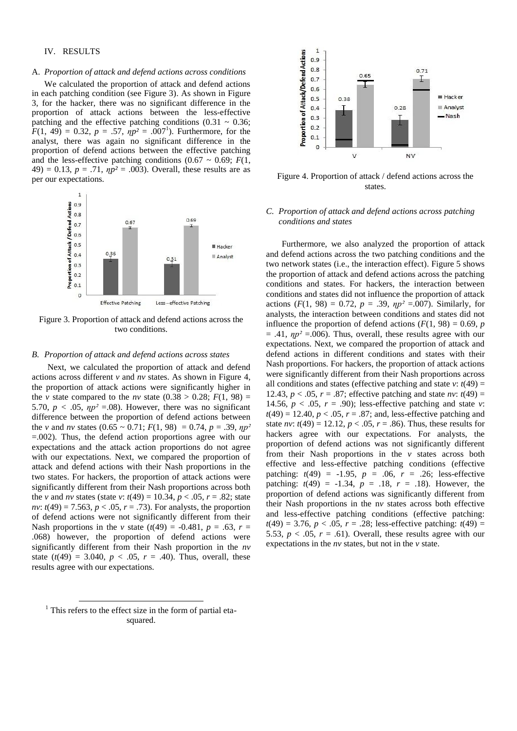## IV. RESULTS

### A. *Proportion of attack and defend actions across conditions*

We calculated the proportion of attack and defend actions in each patching condition (see Figure 3). As shown in Figure 3, for the hacker, there was no significant difference in the proportion of attack actions between the less-effective patching and the effective patching conditions ($0.31 \sim 0.36$; $F(1, 49) = 0.32$, $p = .57$, $\eta p^2 = .007$[1]). Furthermore, for the analyst, there was again no significant difference in the proportion of defend actions between the effective patching and the less-effective patching conditions ($0.67 \sim 0.69$; $F(1, 49) = 0.13$, $p = .71$, $\eta p^2 = .003$). Overall, these results are as per our expectations.

Figure 3. Proportion of attack and defend actions across the two conditions.

### B. *Proportion of attack and defend actions across states*

Next, we calculated the proportion of attack and defend actions across different *v* and *nv* states. As shown in Figure 4, the proportion of attack actions were significantly higher in the *v* state compared to the *nv* state ($0.38 > 0.28$; $F(1, 98) = 5.70$, $p < .05$, $\eta p^2 = .08$). However, there was no significant difference between the proportion of defend actions between the *v* and *nv* states ($0.65 \sim 0.71$; $F(1, 98) = 0.74$, $p = .39$, $\eta p^2 = .002$). Thus, the defend action proportions agree with our expectations and the attack action proportions do not agree with our expectations. Next, we compared the proportion of attack and defend actions with their Nash proportions in the two states. For hackers, the proportion of attack actions were significantly different from their Nash proportions across both the *v* and *nv* states (state *v*: $t(49) = 10.34$, $p < .05$, $r = .82$; state *nv*: $t(49) = 7.563$, $p < .05$, $r = .73$). For analysts, the proportion of defend actions were not significantly different from their Nash proportions in the *v* state ($t(49) = -0.481$, $p = .63$, $r = .068$) however, the proportion of defend actions were significantly different from their Nash proportion in the *nv* state ($t(49) = 3.040$, $p < .05$, $r = .40$). Thus, overall, these results agree with our expectations.

[1] This refers to the effect size in the form of partial eta-squared.

Figure 4. Proportion of attack / defend actions across the states.

### C. *Proportion of attack and defend actions across patching conditions and states*

Furthermore, we also analyzed the proportion of attack and defend actions across the two patching conditions and the two network states (i.e., the interaction effect). Figure 5 shows the proportion of attack and defend actions across the patching conditions and states. For hackers, the interaction between conditions and states did not influence the proportion of attack actions ($F(1, 98) = 0.72$, $p = .39$, $\eta p^2 = .007$). Similarly, for analysts, the interaction between conditions and states did not influence the proportion of defend actions ($F(1, 98) = 0.69$, $p = .41$, $\eta p^2 = .006$). Thus, overall, these results agree with our expectations. Next, we compared the proportion of attack and defend actions in different conditions and states with their Nash proportions. For hackers, the proportion of attack actions were significantly different from their Nash proportions across all conditions and states (effective patching and state *v*: $t(49) = 12.43$, $p < .05$, $r = .87$; effective patching and state *nv*: $t(49) = 14.56$, $p < .05$, $r = .90$); less-effective patching and state *v*: $t(49) = 12.40$, $p < .05$, $r = .87$; and, less-effective patching and state *nv*: $t(49) = 12.12$, $p < .05$, $r = .86$). Thus, these results for hackers agree with our expectations. For analysts, the proportion of defend actions was not significantly different from their Nash proportions in the *v* states across both effective and less-effective patching conditions (effective patching: $t(49) = -1.95$, $p = .06$, $r = .26$; less-effective patching: $t(49) = -1.34$, $p = .18$, $r = .18$). However, the proportion of defend actions was significantly different from their Nash proportions in the n*v* states across both effective and less-effective patching conditions (effective patching: $t(49) = 3.76$, $p < .05$, $r = .28$; less-effective patching: $t(49) = 5.53$, $p < .05$, $r = .61$). Overall, these results agree with our expectations in the *nv* states, but not in the *v* state.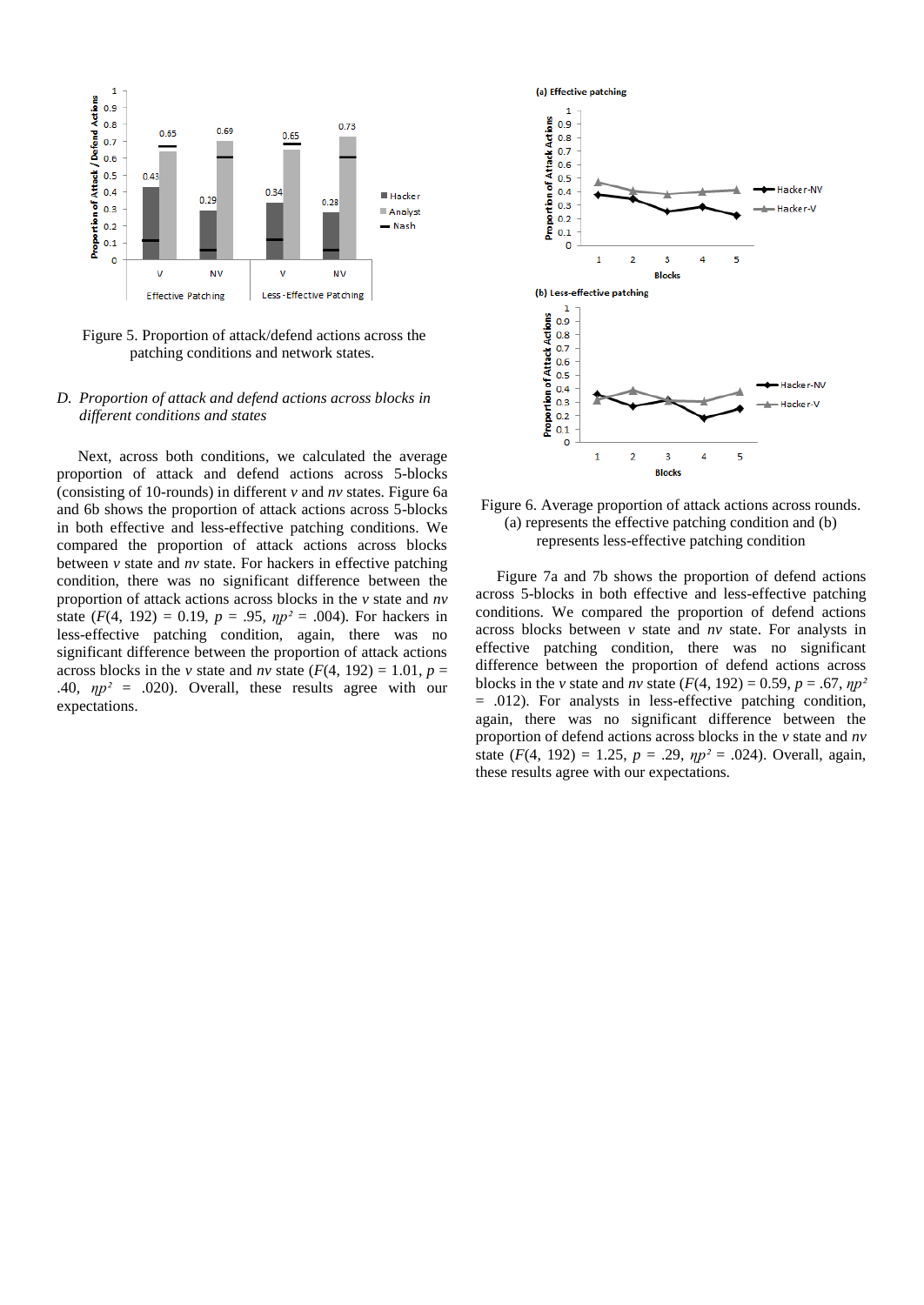Figure 5. Proportion of attack/defend actions across the patching conditions and network states.

### D. *Proportion of attack and defend actions across blocks in different conditions and states*

Next, across both conditions, we calculated the average proportion of attack and defend actions across 5-blocks (consisting of 10-rounds) in different *v* and *nv* states. Figure 6a and 6b shows the proportion of attack actions across 5-blocks in both effective and less-effective patching conditions. We compared the proportion of attack actions across blocks between *v* state and *nv* state. For hackers in effective patching condition, there was no significant difference between the proportion of attack actions across blocks in the *v* state and *nv* state ($F(4, 192) = 0.19$, $p = .95$, $\eta p^2 = .004$). For hackers in less-effective patching condition, again, there was no significant difference between the proportion of attack actions across blocks in the *v* state and *nv* state ($F(4, 192) = 1.01$, $p = .40$, $\eta p^2 = .020$). Overall, these results agree with our expectations.

Figure 6. Average proportion of attack actions across rounds. (a) represents the effective patching condition and (b) represents less-effective patching condition

Figure 7a and 7b shows the proportion of defend actions across 5-blocks in both effective and less-effective patching conditions. We compared the proportion of defend actions across blocks between *v* state and *nv* state. For analysts in effective patching condition, there was no significant difference between the proportion of defend actions across blocks in the *v* state and *nv* state ($F(4, 192) = 0.59$, $p = .67$, $\eta p^2 = .012$). For analysts in less-effective patching condition, again, there was no significant difference between the proportion of defend actions across blocks in the *v* state and *nv* state ($F(4, 192) = 1.25$, $p = .29$, $\eta p^2 = .024$). Overall, again, these results agree with our expectations.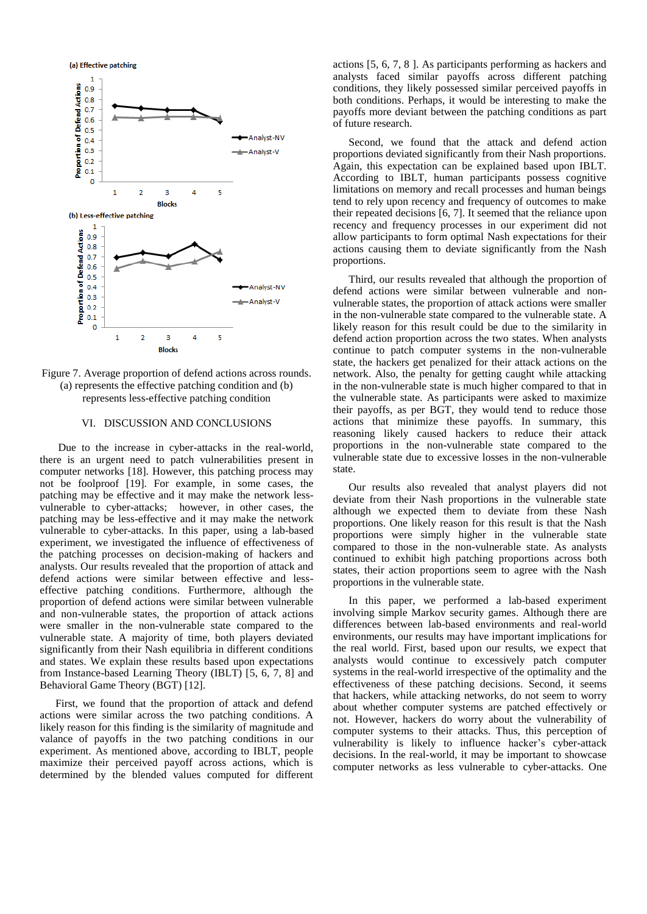(a) Effective patching

Proportion of Defend Actions

1
0.9
0.8
0.7
0.6
0.5
0.4
0.3
0.2
0.1
0

1 2 3 4 5

Blocks

Analyst-NV
Analyst-V

(b) Less-effective patching

Proportion of Defend Actions

1
0.9
0.8
0.7
0.6
0.5
0.4
0.3
0.2
0.1
0

1 2 3 4 5

Blocks

Analyst-NV
Analyst-V

Figure 7. Average proportion of defend actions across rounds. (a) represents the effective patching condition and (b) represents less-effective patching condition

## VI. DISCUSSION AND CONCLUSIONS

Due to the increase in cyber-attacks in the real-world, there is an urgent need to patch vulnerabilities present in computer networks [18]. However, this patching process may not be foolproof [19]. For example, in some cases, the patching may be effective and it may make the network less-vulnerable to cyber-attacks; however, in other cases, the patching may be less-effective and it may make the network vulnerable to cyber-attacks. In this paper, using a lab-based experiment, we investigated the influence of effectiveness of the patching processes on decision-making of hackers and analysts. Our results revealed that the proportion of attack and defend actions were similar between effective and less-effective patching conditions. Furthermore, although the proportion of defend actions were similar between vulnerable and non-vulnerable states, the proportion of attack actions were smaller in the non-vulnerable state compared to the vulnerable state. A majority of time, both players deviated significantly from their Nash equilibria in different conditions and states. We explain these results based upon expectations from Instance-based Learning Theory (IBLT) [5, 6, 7, 8] and Behavioral Game Theory (BGT) [12].

First, we found that the proportion of attack and defend actions were similar across the two patching conditions. A likely reason for this finding is the similarity of magnitude and valance of payoffs in the two patching conditions in our experiment. As mentioned above, according to IBLT, people maximize their perceived payoff across actions, which is determined by the blended values computed for different actions [5, 6, 7, 8 ]. As participants performing as hackers and analysts faced similar payoffs across different patching conditions, they likely possessed similar perceived payoffs in both conditions. Perhaps, it would be interesting to make the payoffs more deviant between the patching conditions as part of future research.

Second, we found that the attack and defend action proportions deviated significantly from their Nash proportions. Again, this expectation can be explained based upon IBLT. According to IBLT, human participants possess cognitive limitations on memory and recall processes and human beings tend to rely upon recency and frequency of outcomes to make their repeated decisions [6, 7]. It seemed that the reliance upon recency and frequency processes in our experiment did not allow participants to form optimal Nash expectations for their actions causing them to deviate significantly from the Nash proportions.

Third, our results revealed that although the proportion of defend actions were similar between vulnerable and non-vulnerable states, the proportion of attack actions were smaller in the non-vulnerable state compared to the vulnerable state. A likely reason for this result could be due to the similarity in defend action proportion across the two states. When analysts continue to patch computer systems in the non-vulnerable state, the hackers get penalized for their attack actions on the network. Also, the penalty for getting caught while attacking in the non-vulnerable state is much higher compared to that in the vulnerable state. As participants were asked to maximize their payoffs, as per BGT, they would tend to reduce those actions that minimize these payoffs. In summary, this reasoning likely caused hackers to reduce their attack proportions in the non-vulnerable state compared to the vulnerable state due to excessive losses in the non-vulnerable state.

Our results also revealed that analyst players did not deviate from their Nash proportions in the vulnerable state although we expected them to deviate from these Nash proportions. One likely reason for this result is that the Nash proportions were simply higher in the vulnerable state compared to those in the non-vulnerable state. As analysts continued to exhibit high patching proportions across both states, their action proportions seem to agree with the Nash proportions in the vulnerable state.

In this paper, we performed a lab-based experiment involving simple Markov security games. Although there are differences between lab-based environments and real-world environments, our results may have important implications for the real world. First, based upon our results, we expect that analysts would continue to excessively patch computer systems in the real-world irrespective of the optimality and the effectiveness of these patching decisions. Second, it seems that hackers, while attacking networks, do not seem to worry about whether computer systems are patched effectively or not. However, hackers do worry about the vulnerability of computer systems to their attacks. Thus, this perception of vulnerability is likely to influence hacker's cyber-attack decisions. In the real-world, it may be important to showcase computer networks as less vulnerable to cyber-attacks. One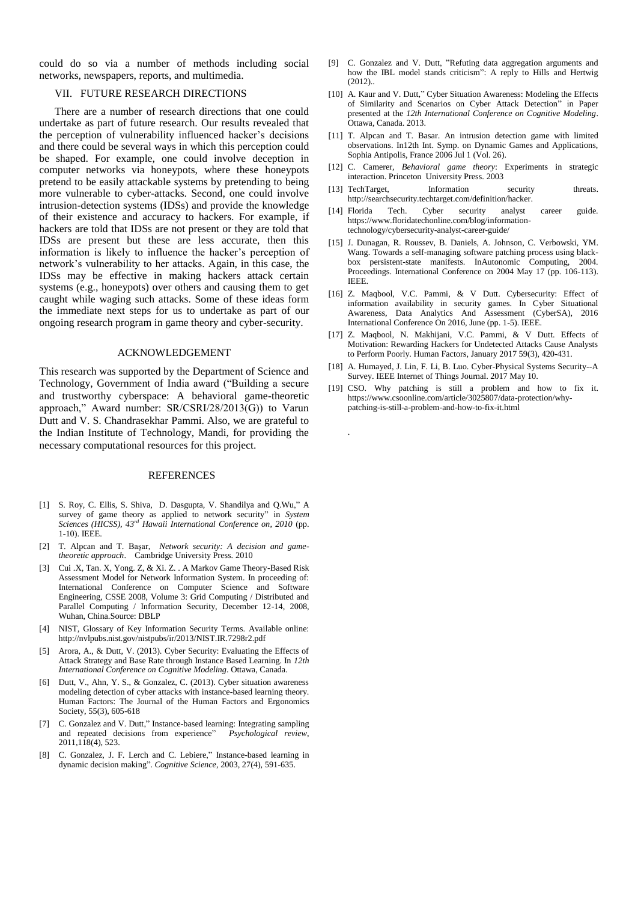could do so via a number of methods including social networks, newspapers, reports, and multimedia.

## VII. FUTURE RESEARCH DIRECTIONS

There are a number of research directions that one could undertake as part of future research. Our results revealed that the perception of vulnerability influenced hacker's decisions and there could be several ways in which this perception could be shaped. For example, one could involve deception in computer networks via honeypots, where these honeypots pretend to be easily attackable systems by pretending to being more vulnerable to cyber-attacks. Second, one could involve intrusion-detection systems (IDSs) and provide the knowledge of their existence and accuracy to hackers. For example, if hackers are told that IDSs are not present or they are told that IDSs are present but these are less accurate, then this information is likely to influence the hacker's perception of network's vulnerability to her attacks. Again, in this case, the IDSs may be effective in making hackers attack certain systems (e.g., honeypots) over others and causing them to get caught while waging such attacks. Some of these ideas form the immediate next steps for us to undertake as part of our ongoing research program in game theory and cyber-security.

## ACKNOWLEDGEMENT

This research was supported by the Department of Science and Technology, Government of India award ("Building a secure and trustworthy cyberspace: A behavioral game-theoretic approach," Award number: SR/CSRI/28/2013(G)) to Varun Dutt and V. S. Chandrasekhar Pammi. Also, we are grateful to the Indian Institute of Technology, Mandi, for providing the necessary computational resources for this project.

## REFERENCES

[1] S. Roy, C. Ellis, S. Shiva, D. Dasgupta, V. Shandilya and Q.Wu," A survey of game theory as applied to network security" in *System Sciences (HICSS), 43rd Hawaii International Conference on, 2010* (pp. 1-10). IEEE.

[2] T. Alpcan and T. Başar, *Network security: A decision and game-theoretic approach*. Cambridge University Press. 2010

[3] Cui .X, Tan. X, Yong. Z, & Xi. Z. . A Markov Game Theory-Based Risk Assessment Model for Network Information System. In proceeding of: International Conference on Computer Science and Software Engineering, CSSE 2008, Volume 3: Grid Computing / Distributed and Parallel Computing / Information Security, December 12-14, 2008, Wuhan, China.Source: DBLP

[4] NIST, Glossary of Key Information Security Terms. Available online: http://nvlpubs.nist.gov/nistpubs/ir/2013/NIST.IR.7298r2.pdf

[5] Arora, A., & Dutt, V. (2013). Cyber Security: Evaluating the Effects of Attack Strategy and Base Rate through Instance Based Learning. In *12th International Conference on Cognitive Modeling*. Ottawa, Canada.

[6] Dutt, V., Ahn, Y. S., & Gonzalez, C. (2013). Cyber situation awareness modeling detection of cyber attacks with instance-based learning theory. Human Factors: The Journal of the Human Factors and Ergonomics Society, 55(3), 605-618

[7] C. Gonzalez and V. Dutt," Instance-based learning: Integrating sampling and repeated decisions from experience" *Psychological review*, 2011,118(4), 523.

[8] C. Gonzalez, J. F. Lerch and C. Lebiere," Instance-based learning in dynamic decision making". *Cognitive Science*, 2003, 27(4), 591-635.

[9] C. Gonzalez and V. Dutt, "Refuting data aggregation arguments and how the IBL model stands criticism": A reply to Hills and Hertwig (2012)..

[10] A. Kaur and V. Dutt," Cyber Situation Awareness: Modeling the Effects of Similarity and Scenarios on Cyber Attack Detection" in Paper presented at the *12th International Conference on Cognitive Modeling*. Ottawa, Canada. 2013.

[11] T. Alpcan and T. Basar. An intrusion detection game with limited observations. In12th Int. Symp. on Dynamic Games and Applications, Sophia Antipolis, France 2006 Jul 1 (Vol. 26).

[12] C. Camerer, *Behavioral game theory*: Experiments in strategic interaction. Princeton University Press. 2003

[13] TechTarget, Information security threats. http://searchsecurity.techtarget.com/definition/hacker.

[14] Florida Tech. Cyber security analyst career guide. https://www.floridatechonline.com/blog/information-technology/cybersecurity-analyst-career-guide/

[15] J. Dunagan, R. Roussev, B. Daniels, A. Johnson, C. Verbowski, YM. Wang. Towards a self-managing software patching process using black-box persistent-state manifests. InAutonomic Computing, 2004. Proceedings. International Conference on 2004 May 17 (pp. 106-113). IEEE.

[16] Z. Maqbool, V.C. Pammi, & V Dutt. Cybersecurity: Effect of information availability in security games. In Cyber Situational Awareness, Data Analytics And Assessment (CyberSA), 2016 International Conference On 2016, June (pp. 1-5). IEEE.

[17] Z. Maqbool, N. Makhijani, V.C. Pammi, & V Dutt. Effects of Motivation: Rewarding Hackers for Undetected Attacks Cause Analysts to Perform Poorly. Human Factors, January 2017 59(3), 420-431.

[18] A. Humayed, J. Lin, F. Li, B. Luo. Cyber-Physical Systems Security--A Survey. IEEE Internet of Things Journal. 2017 May 10.

[19] CSO. Why patching is still a problem and how to fix it. https://www.csoonline.com/article/3025807/data-protection/why-patching-is-still-a-problem-and-how-to-fix-it.html